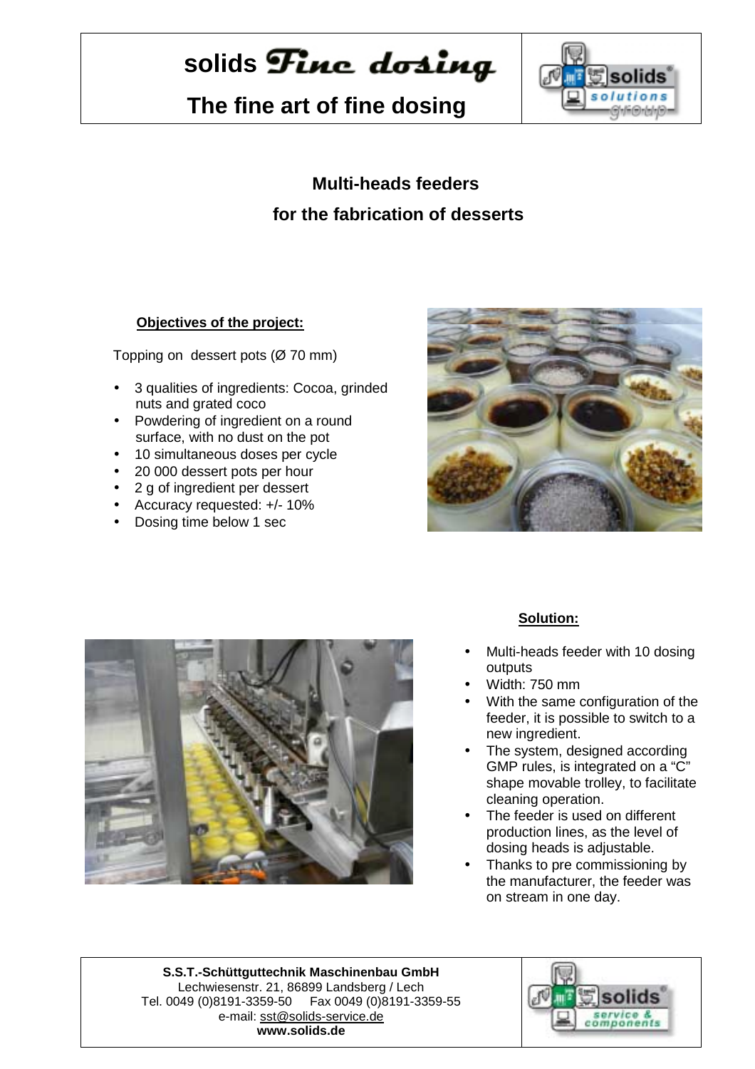# solids Fine dosing

## The fine art of fine dosing

### Multi-heads feeders for the fabrication of desserts

**Objectives of the project:**

Topping on dessert pots (Ø 70 mm)

- 3 qualities of ingredients: Cocoa, grinded nuts and grated coco
- Powdering of ingredient on a round surface, with no dust on the pot
- 10 simultaneous doses per cycle
- 20 000 dessert pots per hour
- 2 g of ingredient per dessert
- Accuracy requested: +/- 10%
- Dosing time below 1 sec

**Solution:**

- Multi-heads feeder with 10 dosing outputs
- Width: 750 mm
- With the same configuration of the feeder, it is possible to switch to a new ingredient.
- The system, designed according GMP rules, is integrated on a "C" shape movable trolley, to facilitate cleaning operation.
- The feeder is used on different production lines, as the level of dosing heads is adjustable.
- Thanks to pre commissioning by the manufacturer, the feeder was on stream in one day.

**S.S.T.-Schüttguttechnik Maschinenbau GmbH**
Lechwiesenstr. 21, 86899 Landsberg / Lech
Tel. 0049 (0)8191-3359-50 Fax 0049 (0)8191-3359-55
e-mail: sst@solids-service.de
**www.solids.de**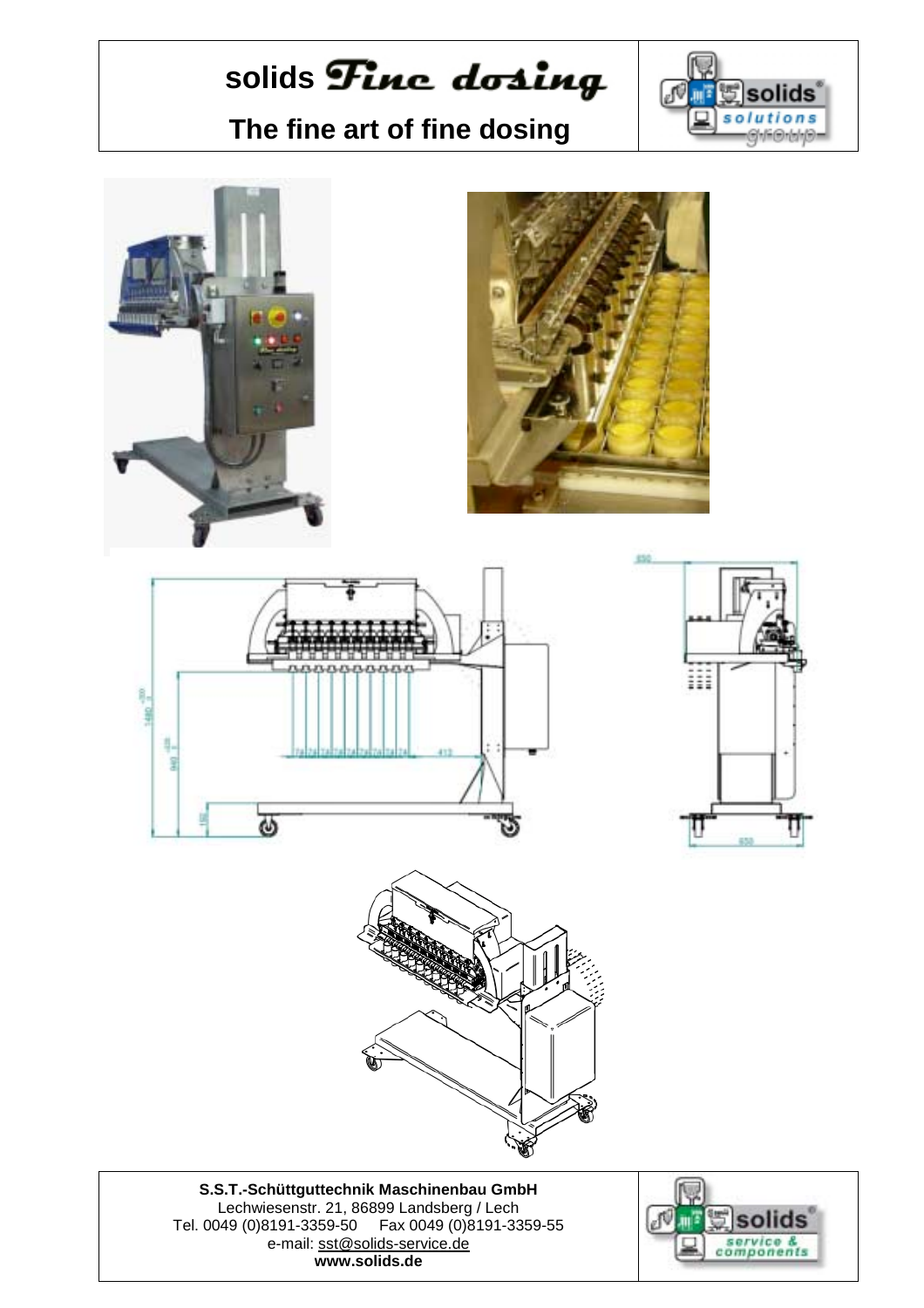# solids Fine dosing

## The fine art of fine dosing

**S.S.T.-Schüttguttechnik Maschinenbau GmbH**
Lechwiesenstr. 21, 86899 Landsberg / Lech
Tel. 0049 (0)8191-3359-50   Fax 0049 (0)8191-3359-55
e-mail: sst@solids-service.de
**www.solids.de**